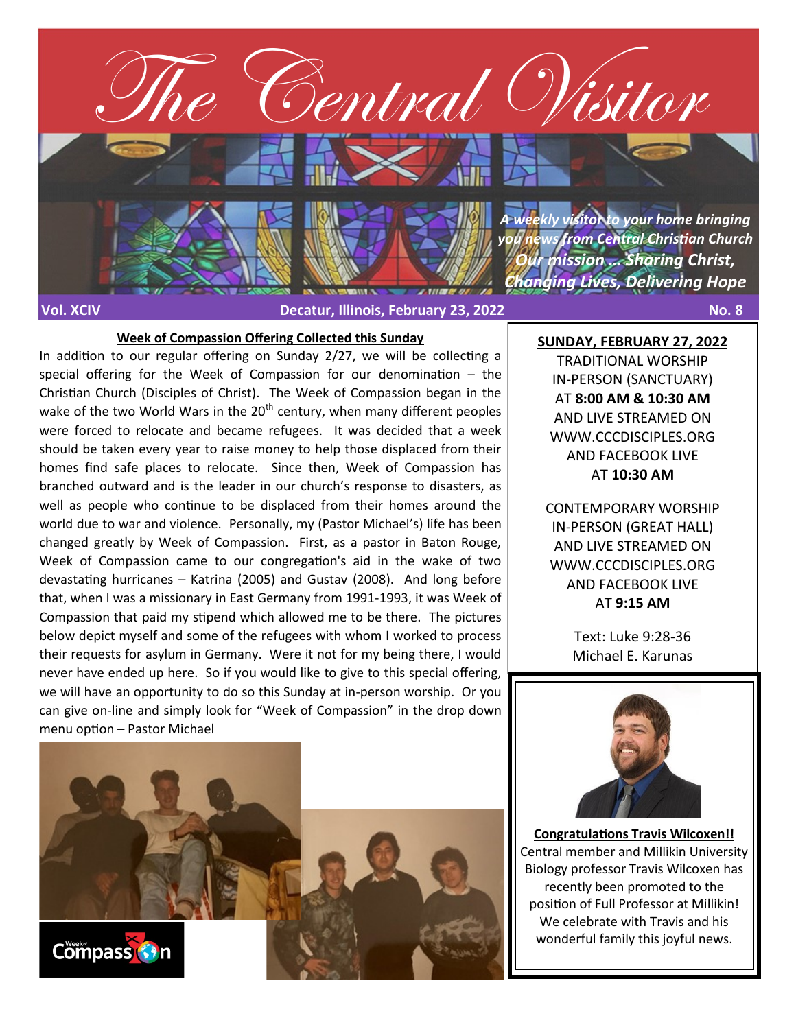# The Central Visitor

*A weekly visitor to your home bringing you news from Central Christian Church*

***Our mission … Sharing Christ, Changing Lives, Delivering Hope***

**Vol. XCIV** — **Decatur, Illinois, February 23, 2022** — **No. 8**

## Week of Compassion Offering Collected this Sunday

In addition to our regular offering on Sunday 2/27, we will be collecting a special offering for the Week of Compassion for our denomination – the Christian Church (Disciples of Christ). The Week of Compassion began in the wake of the two World Wars in the 20th century, when many different peoples were forced to relocate and became refugees. It was decided that a week should be taken every year to raise money to help those displaced from their homes find safe places to relocate. Since then, Week of Compassion has branched outward and is the leader in our church's response to disasters, as well as people who continue to be displaced from their homes around the world due to war and violence. Personally, my (Pastor Michael's) life has been changed greatly by Week of Compassion. First, as a pastor in Baton Rouge, Week of Compassion came to our congregation's aid in the wake of two devastating hurricanes – Katrina (2005) and Gustav (2008). And long before that, when I was a missionary in East Germany from 1991-1993, it was Week of Compassion that paid my stipend which allowed me to be there. The pictures below depict myself and some of the refugees with whom I worked to process their requests for asylum in Germany. Were it not for my being there, I would never have ended up here. So if you would like to give to this special offering, we will have an opportunity to do so this Sunday at in-person worship. Or you can give on-line and simply look for "Week of Compassion" in the drop down menu option – Pastor Michael

## SUNDAY, FEBRUARY 27, 2022

TRADITIONAL WORSHIP IN-PERSON (SANCTUARY) AT **8:00 AM & 10:30 AM** AND LIVE STREAMED ON WWW.CCCDISCIPLES.ORG AND FACEBOOK LIVE AT **10:30 AM**

CONTEMPORARY WORSHIP IN-PERSON (GREAT HALL) AND LIVE STREAMED ON WWW.CCCDISCIPLES.ORG AND FACEBOOK LIVE AT **9:15 AM**

Text: Luke 9:28-36
Michael E. Karunas

## Congratulations Travis Wilcoxen!!

Central member and Millikin University Biology professor Travis Wilcoxen has recently been promoted to the position of Full Professor at Millikin! We celebrate with Travis and his wonderful family this joyful news.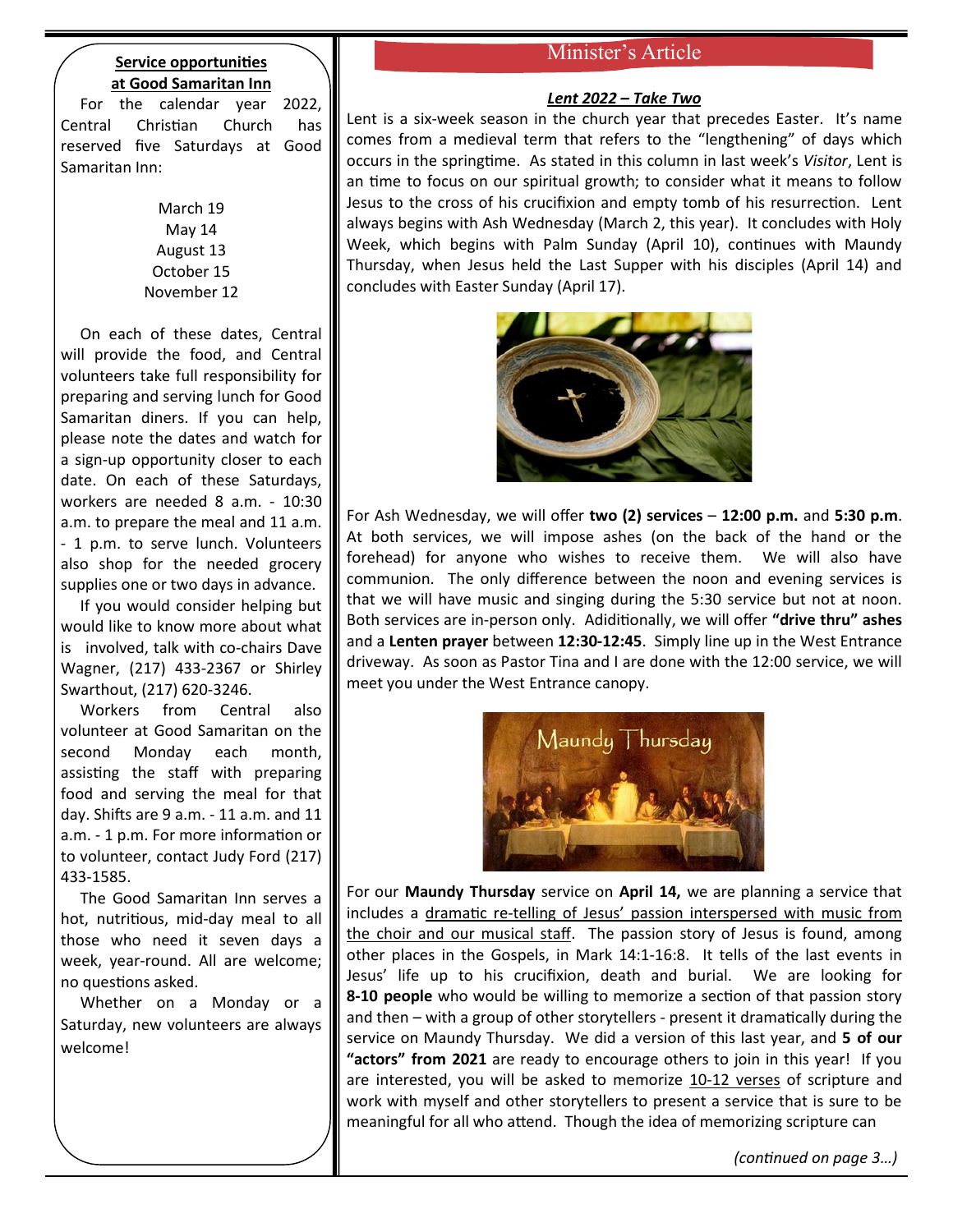## Service opportunities at Good Samaritan Inn

For the calendar year 2022, Central Christian Church has reserved five Saturdays at Good Samaritan Inn:

March 19
May 14
August 13
October 15
November 12

On each of these dates, Central will provide the food, and Central volunteers take full responsibility for preparing and serving lunch for Good Samaritan diners. If you can help, please note the dates and watch for a sign-up opportunity closer to each date. On each of these Saturdays, workers are needed 8 a.m. - 10:30 a.m. to prepare the meal and 11 a.m. - 1 p.m. to serve lunch. Volunteers also shop for the needed grocery supplies one or two days in advance.

If you would consider helping but would like to know more about what is involved, talk with co-chairs Dave Wagner, (217) 433-2367 or Shirley Swarthout, (217) 620-3246.

Workers from Central also volunteer at Good Samaritan on the second Monday each month, assisting the staff with preparing food and serving the meal for that day. Shifts are 9 a.m. - 11 a.m. and 11 a.m. - 1 p.m. For more information or to volunteer, contact Judy Ford (217) 433-1585.

The Good Samaritan Inn serves a hot, nutritious, mid-day meal to all those who need it seven days a week, year-round. All are welcome; no questions asked.

Whether on a Monday or a Saturday, new volunteers are always welcome!

## Minister's Article

***Lent 2022 – Take Two***

Lent is a six-week season in the church year that precedes Easter. It's name comes from a medieval term that refers to the "lengthening" of days which occurs in the springtime. As stated in this column in last week's *Visitor*, Lent is an time to focus on our spiritual growth; to consider what it means to follow Jesus to the cross of his crucifixion and empty tomb of his resurrection. Lent always begins with Ash Wednesday (March 2, this year). It concludes with Holy Week, which begins with Palm Sunday (April 10), continues with Maundy Thursday, when Jesus held the Last Supper with his disciples (April 14) and concludes with Easter Sunday (April 17).

For Ash Wednesday, we will offer **two (2) services** – **12:00 p.m.** and **5:30 p.m**. At both services, we will impose ashes (on the back of the hand or the forehead) for anyone who wishes to receive them. We will also have communion. The only difference between the noon and evening services is that we will have music and singing during the 5:30 service but not at noon. Both services are in-person only. Addiditionally, we will offer **"drive thru" ashes** and a **Lenten prayer** between **12:30-12:45**. Simply line up in the West Entrance driveway. As soon as Pastor Tina and I are done with the 12:00 service, we will meet you under the West Entrance canopy.

For our **Maundy Thursday** service on **April 14,** we are planning a service that includes a dramatic re-telling of Jesus' passion interspersed with music from the choir and our musical staff. The passion story of Jesus is found, among other places in the Gospels, in Mark 14:1-16:8. It tells of the last events in Jesus' life up to his crucifixion, death and burial. We are looking for **8-10 people** who would be willing to memorize a section of that passion story and then – with a group of other storytellers - present it dramatically during the service on Maundy Thursday. We did a version of this last year, and **5 of our "actors" from 2021** are ready to encourage others to join in this year! If you are interested, you will be asked to memorize 10-12 verses of scripture and work with myself and other storytellers to present a service that is sure to be meaningful for all who attend. Though the idea of memorizing scripture can

*(continued on page 3…)*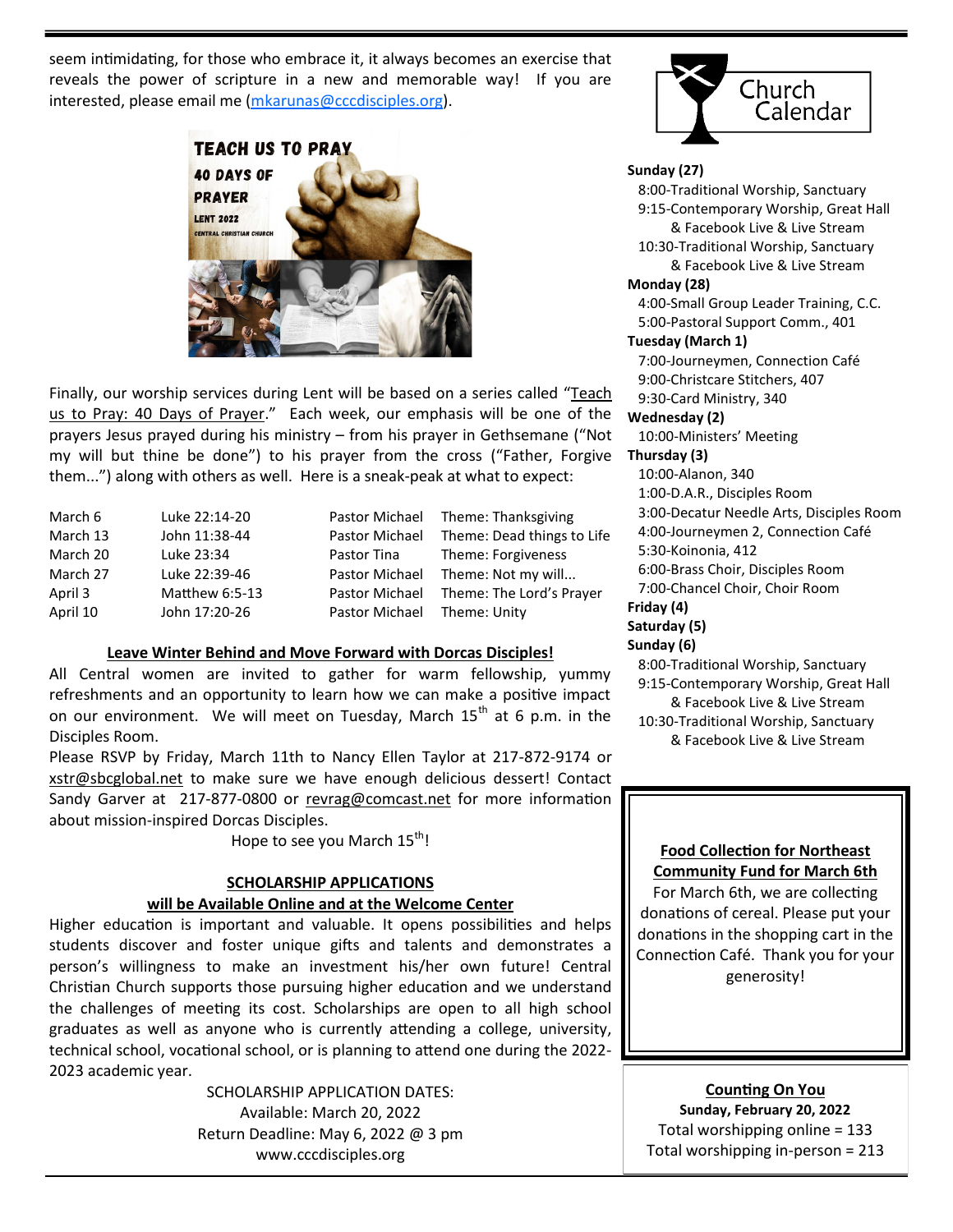seem intimidating, for those who embrace it, it always becomes an exercise that reveals the power of scripture in a new and memorable way! If you are interested, please email me (mkarunas@cccdisciples.org).

Finally, our worship services during Lent will be based on a series called "Teach us to Pray: 40 Days of Prayer." Each week, our emphasis will be one of the prayers Jesus prayed during his ministry – from his prayer in Gethsemane ("Not my will but thine be done") to his prayer from the cross ("Father, Forgive them...") along with others as well. Here is a sneak-peak at what to expect:

| | | | |
|---|---|---|---|
| March 6 | Luke 22:14-20 | Pastor Michael | Theme: Thanksgiving |
| March 13 | John 11:38-44 | Pastor Michael | Theme: Dead things to Life |
| March 20 | Luke 23:34 | Pastor Tina | Theme: Forgiveness |
| March 27 | Luke 22:39-46 | Pastor Michael | Theme: Not my will... |
| April 3 | Matthew 6:5-13 | Pastor Michael | Theme: The Lord's Prayer |
| April 10 | John 17:20-26 | Pastor Michael | Theme: Unity |

## Leave Winter Behind and Move Forward with Dorcas Disciples!

All Central women are invited to gather for warm fellowship, yummy refreshments and an opportunity to learn how we can make a positive impact on our environment. We will meet on Tuesday, March 15th at 6 p.m. in the Disciples Room.

Please RSVP by Friday, March 11th to Nancy Ellen Taylor at 217-872-9174 or xstr@sbcglobal.net to make sure we have enough delicious dessert! Contact Sandy Garver at 217-877-0800 or revrag@comcast.net for more information about mission-inspired Dorcas Disciples.

Hope to see you March 15th!

## SCHOLARSHIP APPLICATIONS will be Available Online and at the Welcome Center

Higher education is important and valuable. It opens possibilities and helps students discover and foster unique gifts and talents and demonstrates a person's willingness to make an investment his/her own future! Central Christian Church supports those pursuing higher education and we understand the challenges of meeting its cost. Scholarships are open to all high school graduates as well as anyone who is currently attending a college, university, technical school, vocational school, or is planning to attend one during the 2022-2023 academic year.

SCHOLARSHIP APPLICATION DATES:
Available: March 20, 2022
Return Deadline: May 6, 2022 @ 3 pm
www.cccdisciples.org

## Church Calendar

**Sunday (27)**
- 8:00-Traditional Worship, Sanctuary
- 9:15-Contemporary Worship, Great Hall & Facebook Live & Live Stream
- 10:30-Traditional Worship, Sanctuary & Facebook Live & Live Stream

**Monday (28)**
- 4:00-Small Group Leader Training, C.C.
- 5:00-Pastoral Support Comm., 401

**Tuesday (March 1)**
- 7:00-Journeymen, Connection Café
- 9:00-Christcare Stitchers, 407
- 9:30-Card Ministry, 340

**Wednesday (2)**
- 10:00-Ministers' Meeting

**Thursday (3)**
- 10:00-Alanon, 340
- 1:00-D.A.R., Disciples Room
- 3:00-Decatur Needle Arts, Disciples Room
- 4:00-Journeymen 2, Connection Café
- 5:30-Koinonia, 412
- 6:00-Brass Choir, Disciples Room
- 7:00-Chancel Choir, Choir Room

**Friday (4)**

**Saturday (5)**

**Sunday (6)**
- 8:00-Traditional Worship, Sanctuary
- 9:15-Contemporary Worship, Great Hall & Facebook Live & Live Stream
- 10:30-Traditional Worship, Sanctuary & Facebook Live & Live Stream

## Food Collection for Northeast Community Fund for March 6th

For March 6th, we are collecting donations of cereal. Please put your donations in the shopping cart in the Connection Café. Thank you for your generosity!

## Counting On You

**Sunday, February 20, 2022**
Total worshipping online = 133
Total worshipping in-person = 213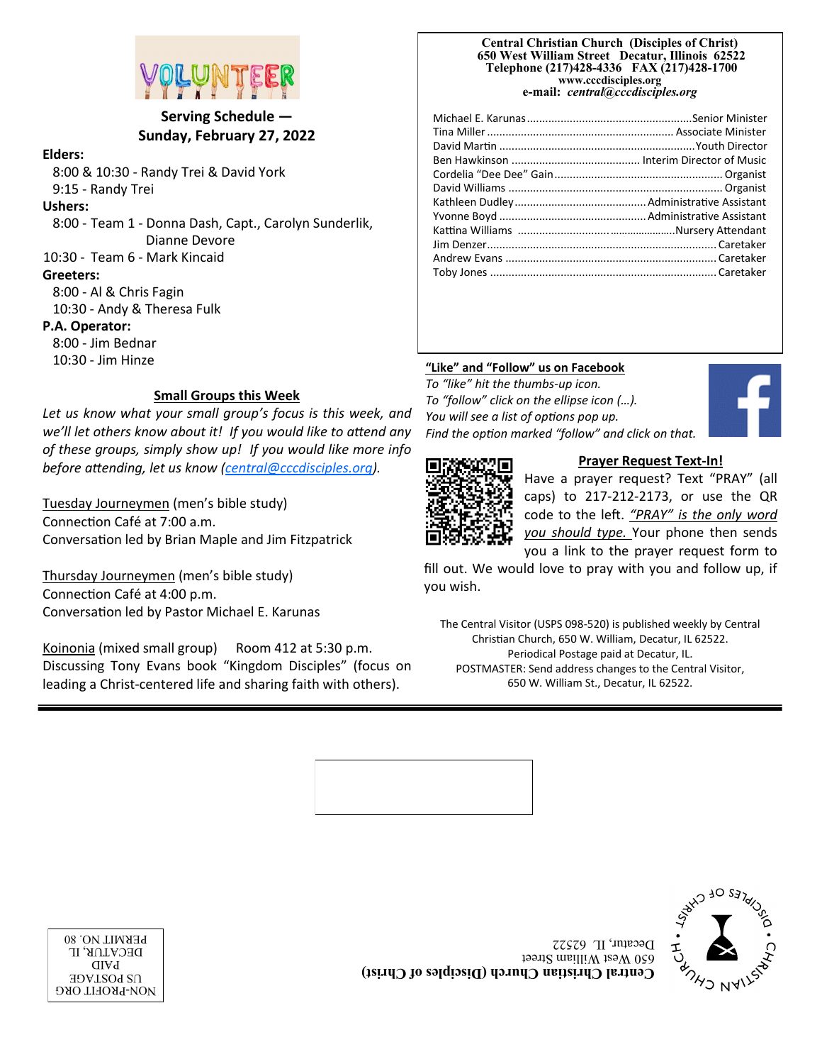VOLUNTEER

**Serving Schedule — Sunday, February 27, 2022**

**Elders:**
8:00 & 10:30 - Randy Trei & David York
9:15 - Randy Trei

**Ushers:**
8:00 - Team 1 - Donna Dash, Capt., Carolyn Sunderlik, Dianne Devore
10:30 - Team 6 - Mark Kincaid

**Greeters:**
8:00 - Al & Chris Fagin
10:30 - Andy & Theresa Fulk

**P.A. Operator:**
8:00 - Jim Bednar
10:30 - Jim Hinze

**Small Groups this Week**

*Let us know what your small group's focus is this week, and we'll let others know about it! If you would like to attend any of these groups, simply show up! If you would like more info before attending, let us know (central@cccdisciples.org).*

Tuesday Journeymen (men's bible study)
Connection Café at 7:00 a.m.
Conversation led by Brian Maple and Jim Fitzpatrick

Thursday Journeymen (men's bible study)
Connection Café at 4:00 p.m.
Conversation led by Pastor Michael E. Karunas

Koinonia (mixed small group) Room 412 at 5:30 p.m.
Discussing Tony Evans book "Kingdom Disciples" (focus on leading a Christ-centered life and sharing faith with others).

**Central Christian Church (Disciples of Christ)**
**650 West William Street Decatur, Illinois 62522**
**Telephone (217)428-4336 FAX (217)428-1700**
**www.cccdisciples.org**
**e-mail: *central@cccdisciples.org***

| | |
|---|---|
| Michael E. Karunas | Senior Minister |
| Tina Miller | Associate Minister |
| David Martin | Youth Director |
| Ben Hawkinson | Interim Director of Music |
| Cordelia "Dee Dee" Gain | Organist |
| David Williams | Organist |
| Kathleen Dudley | Administrative Assistant |
| Yvonne Boyd | Administrative Assistant |
| Kattina Williams | Nursery Attendant |
| Jim Denzer | Caretaker |
| Andrew Evans | Caretaker |
| Toby Jones | Caretaker |

**"Like" and "Follow" us on Facebook**

*To "like" hit the thumbs-up icon.*
*To "follow" click on the ellipse icon (…).*
*You will see a list of options pop up.*
*Find the option marked "follow" and click on that.*

**Prayer Request Text-In!**

Have a prayer request? Text "PRAY" (all caps) to 217-212-2173, or use the QR code to the left. *"PRAY" is the only word you should type.* Your phone then sends you a link to the prayer request form to fill out. We would love to pray with you and follow up, if you wish.

The Central Visitor (USPS 098-520) is published weekly by Central Christian Church, 650 W. William, Decatur, IL 62522.
Periodical Postage paid at Decatur, IL.
POSTMASTER: Send address changes to the Central Visitor, 650 W. William St., Decatur, IL 62522.

NON-PROFIT ORG
US POSTAGE
PAID
DECATUR, IL
PERMIT NO. 80

Central Christian Church (Disciples of Christ)
650 West William Street
Decatur, IL 62522

DISCIPLES OF CHRIST • CHRISTIAN CHURCH •